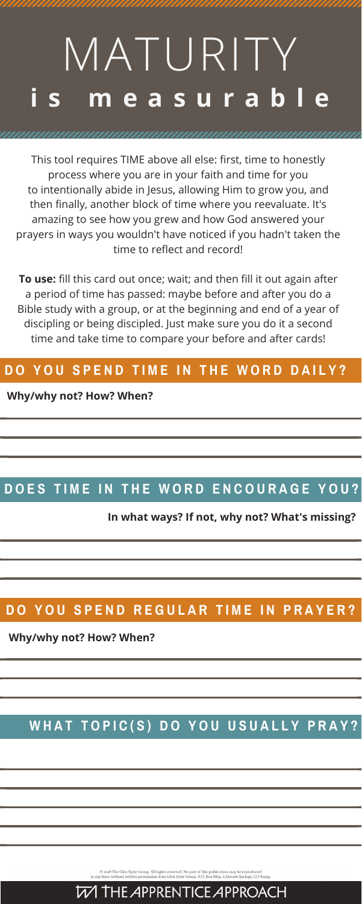# MATURITY
## is measurable

This tool requires TIME above all else: first, time to honestly process where you are in your faith and time for you to intentionally abide in Jesus, allowing Him to grow you, and then finally, another block of time where you reevaluate. It's amazing to see how you grew and how God answered your prayers in ways you wouldn't have noticed if you hadn't taken the time to reflect and record!

**To use:** fill this card out once; wait; and then fill it out again after a period of time has passed: maybe before and after you do a Bible study with a group, or at the beginning and end of a year of discipling or being discipled. Just make sure you do it a second time and take time to compare your before and after cards!

## DO YOU SPEND TIME IN THE WORD DAILY?

**Why/why not? How? When?**

## DOES TIME IN THE WORD ENCOURAGE YOU?

**In what ways? If not, why not? What's missing?**

## DO YOU SPEND REGULAR TIME IN PRAYER?

**Why/why not? How? When?**

## WHAT TOPIC(S) DO YOU USUALLY PRAY?

© 2018 The Glen Eyrie Group. All rights reserved. No part of this publication may be reproduced in any form without written permission from Glen Eyrie Group, P.O. Box 6819, Colorado Springs, CO 80934.

THE APPRENTICE APPROACH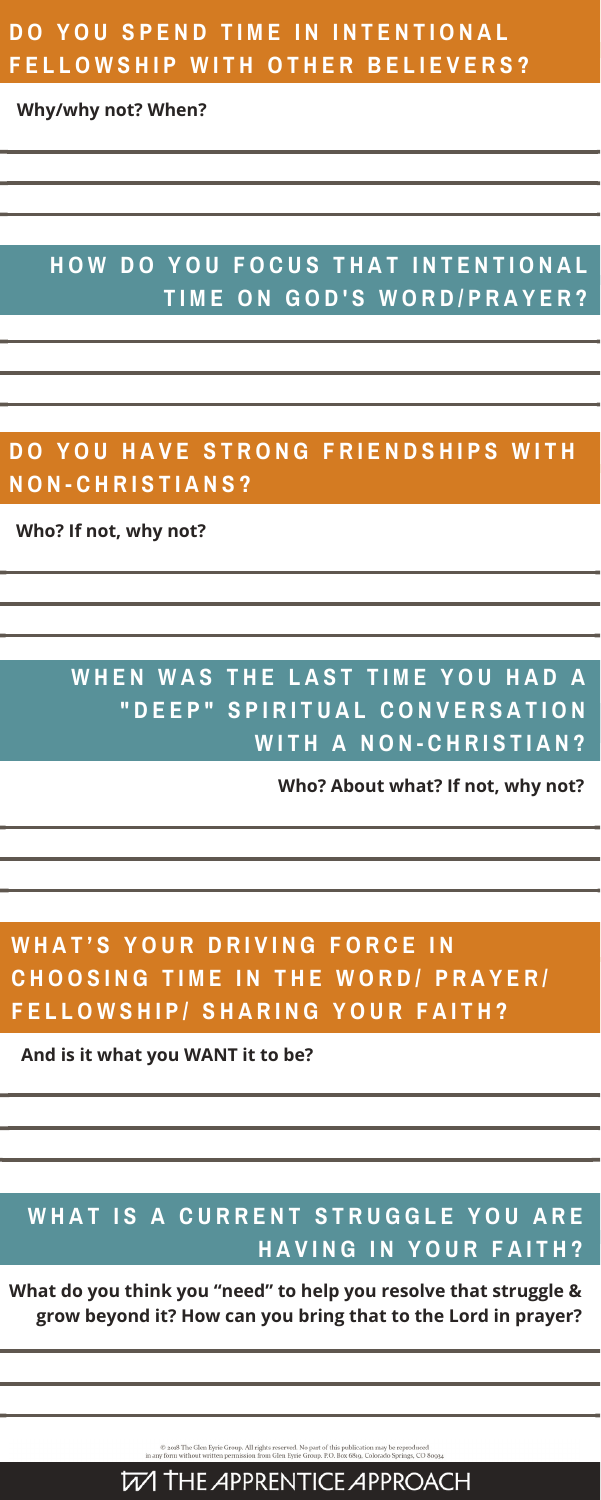## DO YOU SPEND TIME IN INTENTIONAL FELLOWSHIP WITH OTHER BELIEVERS?

**Why/why not? When?**

## HOW DO YOU FOCUS THAT INTENTIONAL TIME ON GOD'S WORD/PRAYER?

## DO YOU HAVE STRONG FRIENDSHIPS WITH NON-CHRISTIANS?

**Who? If not, why not?**

## WHEN WAS THE LAST TIME YOU HAD A "DEEP" SPIRITUAL CONVERSATION WITH A NON-CHRISTIAN?

**Who? About what? If not, why not?**

## WHAT'S YOUR DRIVING FORCE IN CHOOSING TIME IN THE WORD/ PRAYER/ FELLOWSHIP/ SHARING YOUR FAITH?

**And is it what you WANT it to be?**

## WHAT IS A CURRENT STRUGGLE YOU ARE HAVING IN YOUR FAITH?

**What do you think you "need" to help you resolve that struggle & grow beyond it? How can you bring that to the Lord in prayer?**

© 2018 The Glen Eyrie Group. All rights reserved. No part of this publication may be reproduced in any form without written permission from Glen Eyrie Group, P.O. Box 6819, Colorado Springs, CO 80934.

THE APPRENTICE APPROACH